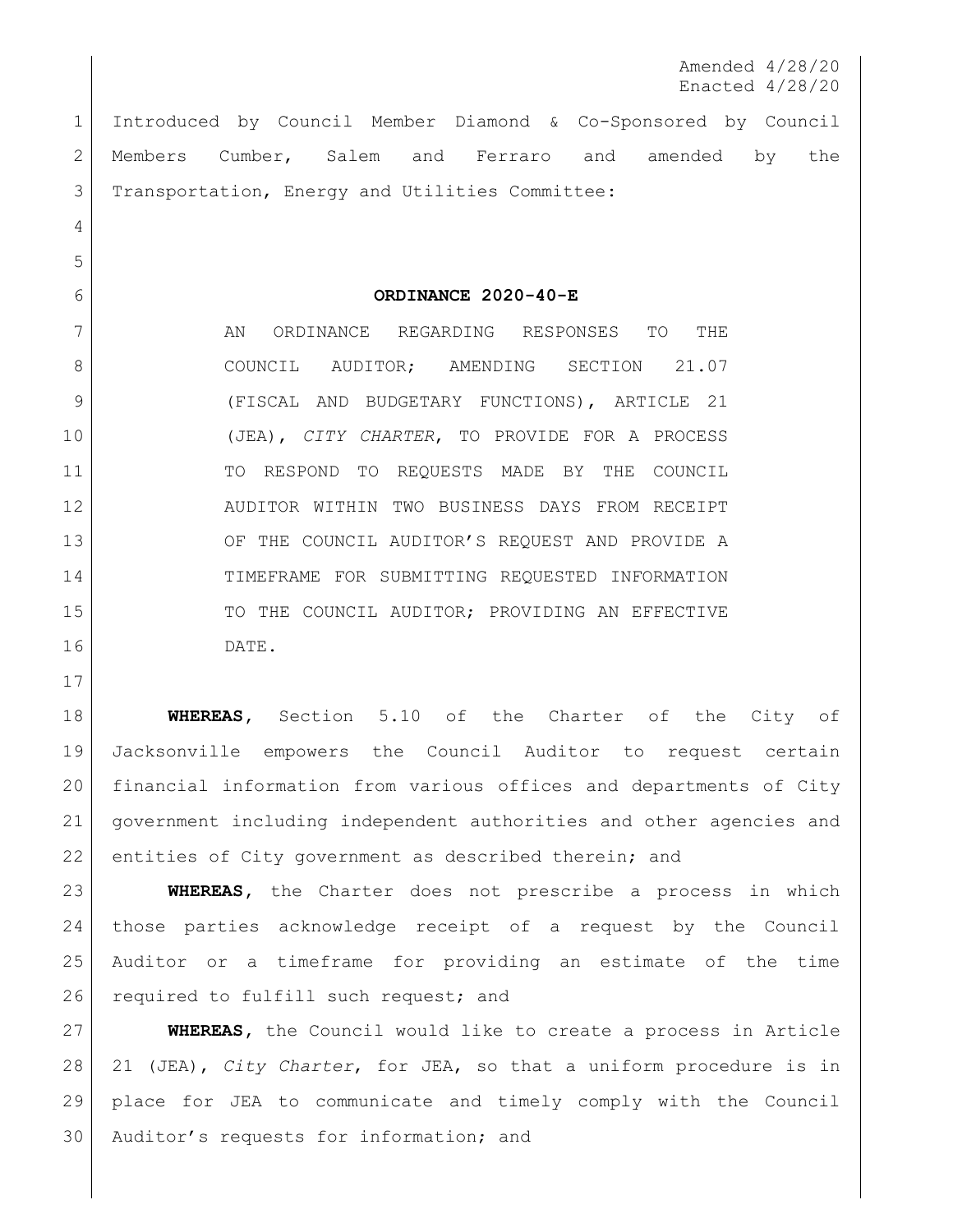Amended 4/28/20
Enacted 4/28/20

Introduced by Council Member Diamond & Co-Sponsored by Council Members Cumber, Salem and Ferraro and amended by the Transportation, Energy and Utilities Committee:

**ORDINANCE 2020-40-E**

AN ORDINANCE REGARDING RESPONSES TO THE COUNCIL AUDITOR; AMENDING SECTION 21.07 (FISCAL AND BUDGETARY FUNCTIONS), ARTICLE 21 (JEA), *CITY CHARTER*, TO PROVIDE FOR A PROCESS TO RESPOND TO REQUESTS MADE BY THE COUNCIL AUDITOR WITHIN TWO BUSINESS DAYS FROM RECEIPT OF THE COUNCIL AUDITOR'S REQUEST AND PROVIDE A TIMEFRAME FOR SUBMITTING REQUESTED INFORMATION TO THE COUNCIL AUDITOR; PROVIDING AN EFFECTIVE DATE.

**WHEREAS**, Section 5.10 of the Charter of the City of Jacksonville empowers the Council Auditor to request certain financial information from various offices and departments of City government including independent authorities and other agencies and entities of City government as described therein; and

**WHEREAS**, the Charter does not prescribe a process in which those parties acknowledge receipt of a request by the Council Auditor or a timeframe for providing an estimate of the time required to fulfill such request; and

**WHEREAS**, the Council would like to create a process in Article 21 (JEA), *City Charter*, for JEA, so that a uniform procedure is in place for JEA to communicate and timely comply with the Council Auditor's requests for information; and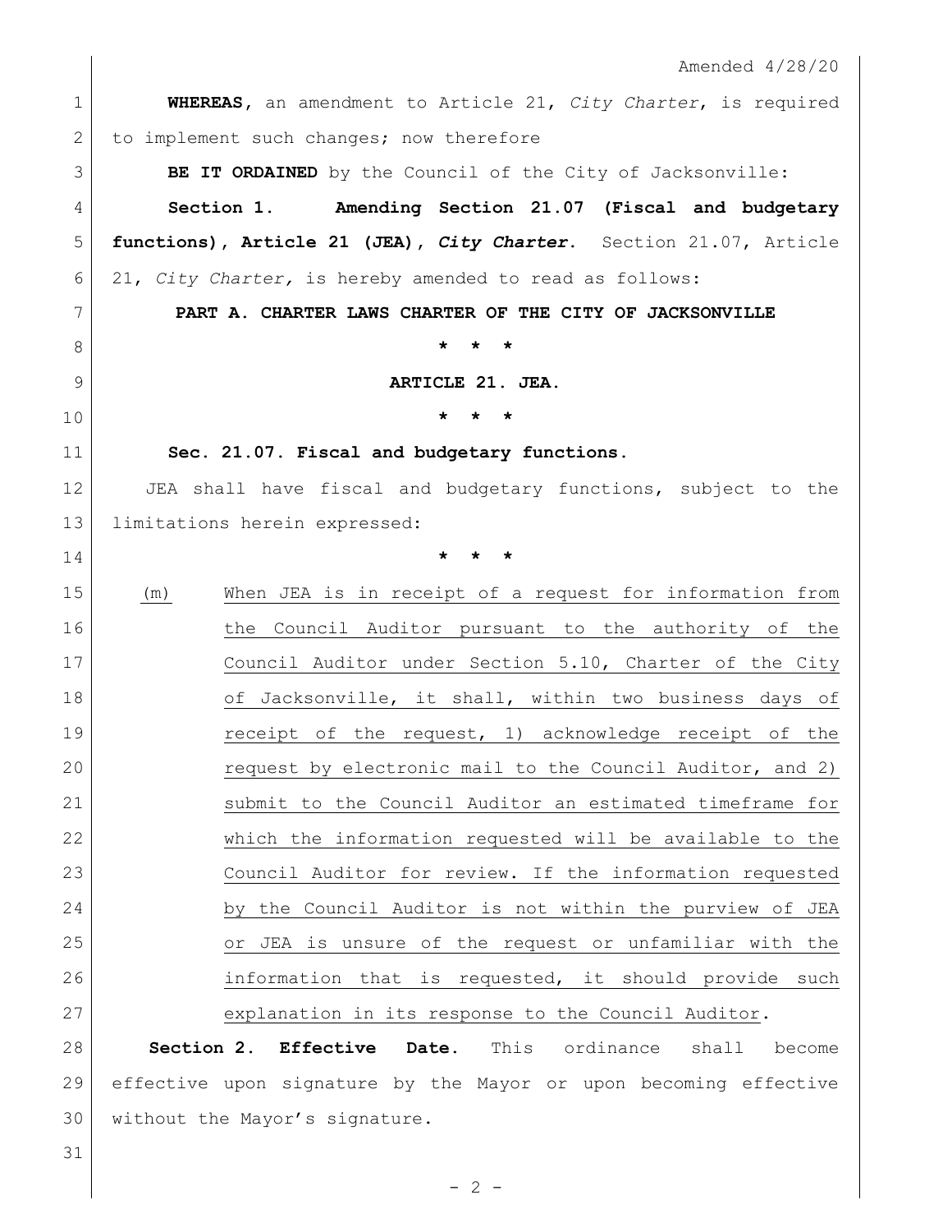Amended 4/28/20

**WHEREAS**, an amendment to Article 21, *City Charter*, is required to implement such changes; now therefore

**BE IT ORDAINED** by the Council of the City of Jacksonville:

**Section 1. Amending Section 21.07 (Fiscal and budgetary functions), Article 21 (JEA), *City Charter*.** Section 21.07, Article 21, *City Charter,* is hereby amended to read as follows:

**PART A. CHARTER LAWS CHARTER OF THE CITY OF JACKSONVILLE**

**\* \* \***

**ARTICLE 21. JEA.**

**\* \* \***

**Sec. 21.07. Fiscal and budgetary functions.**

JEA shall have fiscal and budgetary functions, subject to the limitations herein expressed:

**\* \* \***

<u>(m) When JEA is in receipt of a request for information from the Council Auditor pursuant to the authority of the Council Auditor under Section 5.10, Charter of the City of Jacksonville, it shall, within two business days of receipt of the request, 1) acknowledge receipt of the request by electronic mail to the Council Auditor, and 2) submit to the Council Auditor an estimated timeframe for which the information requested will be available to the Council Auditor for review. If the information requested by the Council Auditor is not within the purview of JEA or JEA is unsure of the request or unfamiliar with the information that is requested, it should provide such explanation in its response to the Council Auditor</u>.

**Section 2. Effective Date.** This ordinance shall become effective upon signature by the Mayor or upon becoming effective without the Mayor's signature.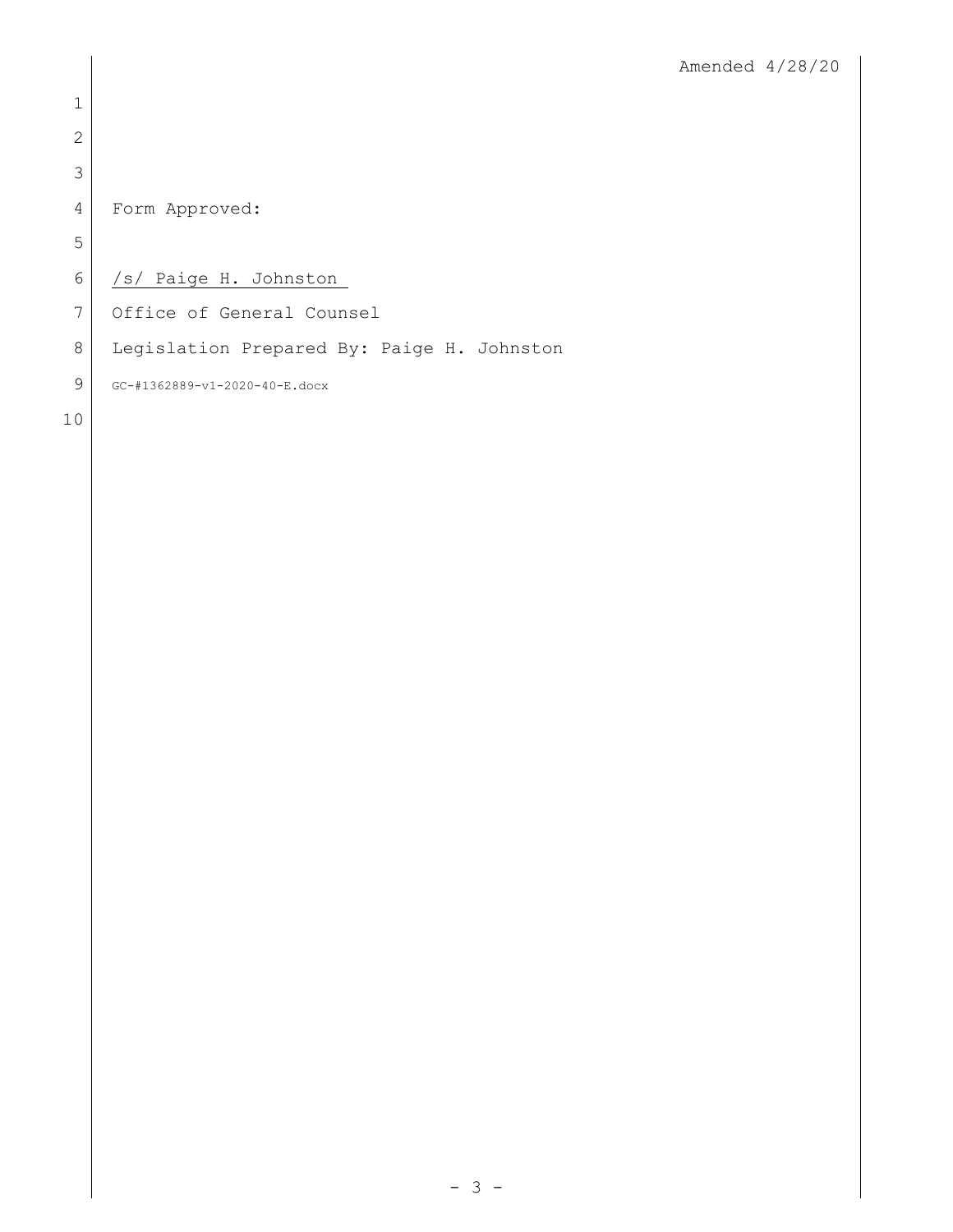Amended 4/28/20

Form Approved:

/s/ Paige H. Johnston

Office of General Counsel

Legislation Prepared By: Paige H. Johnston

GC-#1362889-v1-2020-40-E.docx